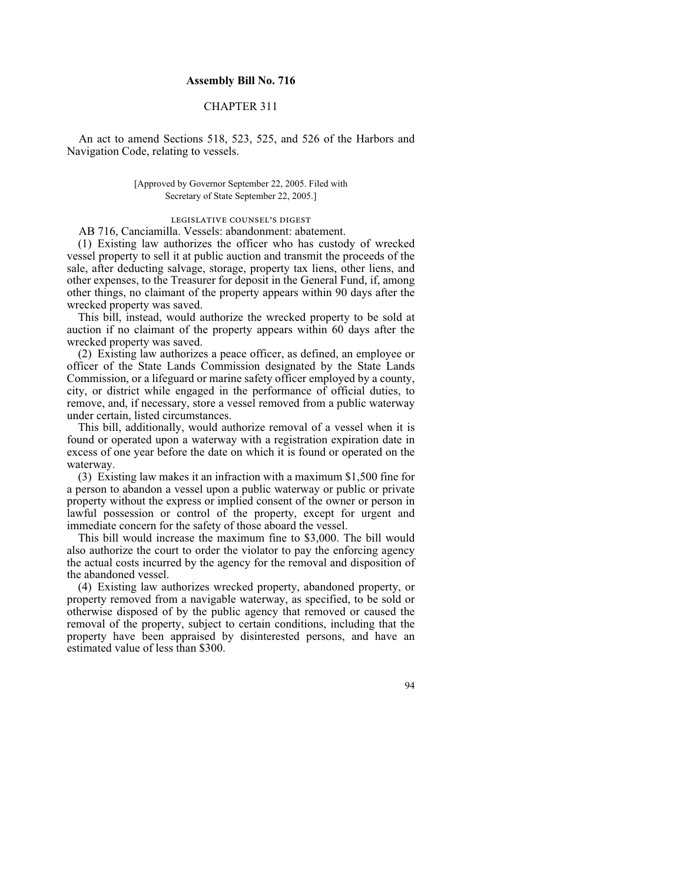## Assembly Bill No. 716

### CHAPTER 311

An act to amend Sections 518, 523, 525, and 526 of the Harbors and Navigation Code, relating to vessels.

[Approved by Governor September 22, 2005. Filed with Secretary of State September 22, 2005.]

LEGISLATIVE COUNSEL'S DIGEST

AB 716, Canciamilla. Vessels: abandonment: abatement.

(1) Existing law authorizes the officer who has custody of wrecked vessel property to sell it at public auction and transmit the proceeds of the sale, after deducting salvage, storage, property tax liens, other liens, and other expenses, to the Treasurer for deposit in the General Fund, if, among other things, no claimant of the property appears within 90 days after the wrecked property was saved.

This bill, instead, would authorize the wrecked property to be sold at auction if no claimant of the property appears within 60 days after the wrecked property was saved.

(2) Existing law authorizes a peace officer, as defined, an employee or officer of the State Lands Commission designated by the State Lands Commission, or a lifeguard or marine safety officer employed by a county, city, or district while engaged in the performance of official duties, to remove, and, if necessary, store a vessel removed from a public waterway under certain, listed circumstances.

This bill, additionally, would authorize removal of a vessel when it is found or operated upon a waterway with a registration expiration date in excess of one year before the date on which it is found or operated on the waterway.

(3) Existing law makes it an infraction with a maximum $1,500 fine for a person to abandon a vessel upon a public waterway or public or private property without the express or implied consent of the owner or person in lawful possession or control of the property, except for urgent and immediate concern for the safety of those aboard the vessel.

This bill would increase the maximum fine to $3,000. The bill would also authorize the court to order the violator to pay the enforcing agency the actual costs incurred by the agency for the removal and disposition of the abandoned vessel.

(4) Existing law authorizes wrecked property, abandoned property, or property removed from a navigable waterway, as specified, to be sold or otherwise disposed of by the public agency that removed or caused the removal of the property, subject to certain conditions, including that the property have been appraised by disinterested persons, and have an estimated value of less than $300.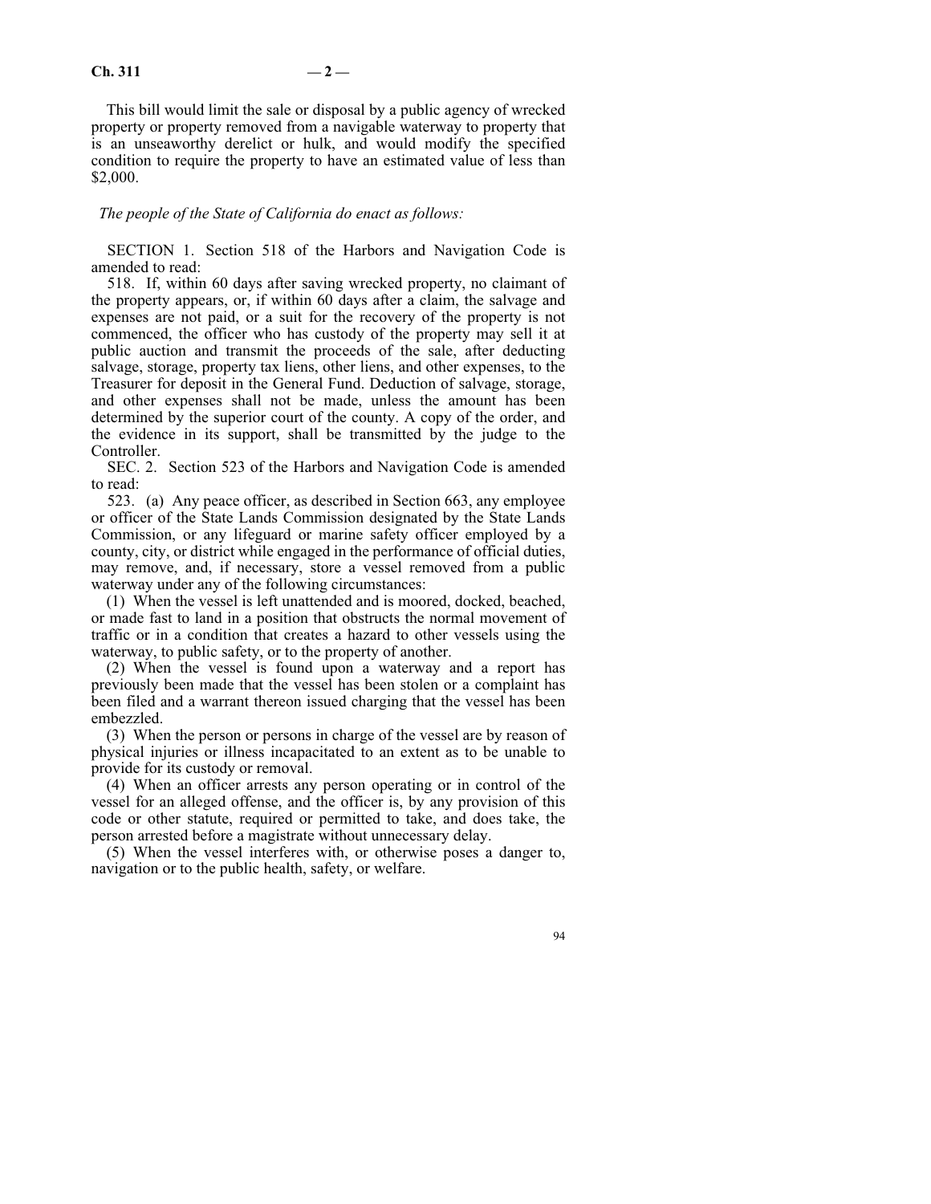This bill would limit the sale or disposal by a public agency of wrecked property or property removed from a navigable waterway to property that is an unseaworthy derelict or hulk, and would modify the specified condition to require the property to have an estimated value of less than $2,000.

*The people of the State of California do enact as follows:*

SECTION 1. Section 518 of the Harbors and Navigation Code is amended to read:

518. If, within 60 days after saving wrecked property, no claimant of the property appears, or, if within 60 days after a claim, the salvage and expenses are not paid, or a suit for the recovery of the property is not commenced, the officer who has custody of the property may sell it at public auction and transmit the proceeds of the sale, after deducting salvage, storage, property tax liens, other liens, and other expenses, to the Treasurer for deposit in the General Fund. Deduction of salvage, storage, and other expenses shall not be made, unless the amount has been determined by the superior court of the county. A copy of the order, and the evidence in its support, shall be transmitted by the judge to the Controller.

SEC. 2. Section 523 of the Harbors and Navigation Code is amended to read:

523. (a) Any peace officer, as described in Section 663, any employee or officer of the State Lands Commission designated by the State Lands Commission, or any lifeguard or marine safety officer employed by a county, city, or district while engaged in the performance of official duties, may remove, and, if necessary, store a vessel removed from a public waterway under any of the following circumstances:

(1) When the vessel is left unattended and is moored, docked, beached, or made fast to land in a position that obstructs the normal movement of traffic or in a condition that creates a hazard to other vessels using the waterway, to public safety, or to the property of another.

(2) When the vessel is found upon a waterway and a report has previously been made that the vessel has been stolen or a complaint has been filed and a warrant thereon issued charging that the vessel has been embezzled.

(3) When the person or persons in charge of the vessel are by reason of physical injuries or illness incapacitated to an extent as to be unable to provide for its custody or removal.

(4) When an officer arrests any person operating or in control of the vessel for an alleged offense, and the officer is, by any provision of this code or other statute, required or permitted to take, and does take, the person arrested before a magistrate without unnecessary delay.

(5) When the vessel interferes with, or otherwise poses a danger to, navigation or to the public health, safety, or welfare.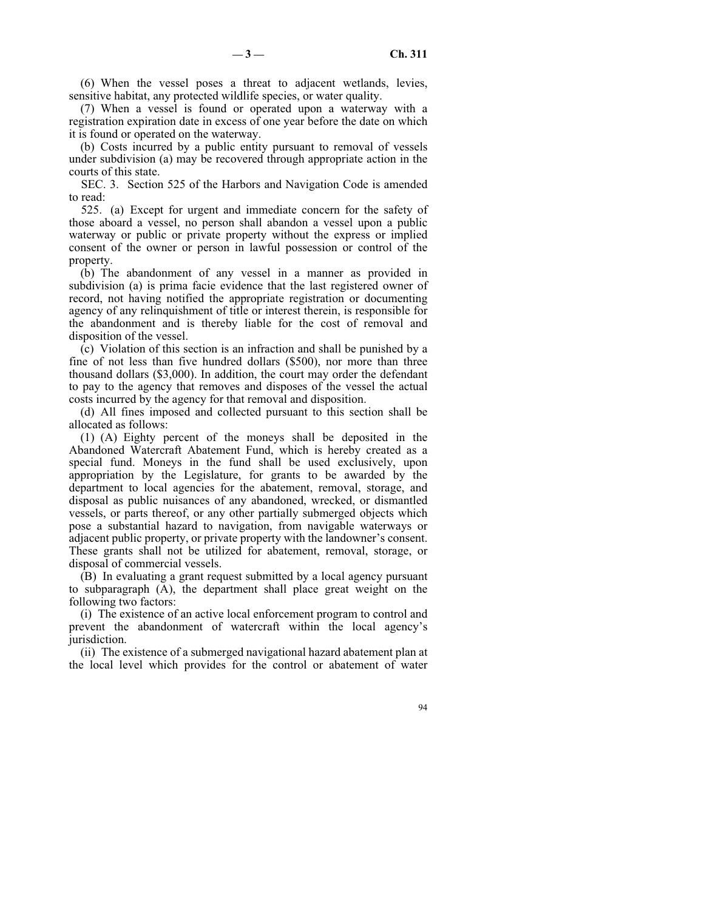(6) When the vessel poses a threat to adjacent wetlands, levies, sensitive habitat, any protected wildlife species, or water quality.

(7) When a vessel is found or operated upon a waterway with a registration expiration date in excess of one year before the date on which it is found or operated on the waterway.

(b) Costs incurred by a public entity pursuant to removal of vessels under subdivision (a) may be recovered through appropriate action in the courts of this state.

SEC. 3. Section 525 of the Harbors and Navigation Code is amended to read:

525. (a) Except for urgent and immediate concern for the safety of those aboard a vessel, no person shall abandon a vessel upon a public waterway or public or private property without the express or implied consent of the owner or person in lawful possession or control of the property.

(b) The abandonment of any vessel in a manner as provided in subdivision (a) is prima facie evidence that the last registered owner of record, not having notified the appropriate registration or documenting agency of any relinquishment of title or interest therein, is responsible for the abandonment and is thereby liable for the cost of removal and disposition of the vessel.

(c) Violation of this section is an infraction and shall be punished by a fine of not less than five hundred dollars ($500), nor more than three thousand dollars ($3,000). In addition, the court may order the defendant to pay to the agency that removes and disposes of the vessel the actual costs incurred by the agency for that removal and disposition.

(d) All fines imposed and collected pursuant to this section shall be allocated as follows:

(1) (A) Eighty percent of the moneys shall be deposited in the Abandoned Watercraft Abatement Fund, which is hereby created as a special fund. Moneys in the fund shall be used exclusively, upon appropriation by the Legislature, for grants to be awarded by the department to local agencies for the abatement, removal, storage, and disposal as public nuisances of any abandoned, wrecked, or dismantled vessels, or parts thereof, or any other partially submerged objects which pose a substantial hazard to navigation, from navigable waterways or adjacent public property, or private property with the landowner's consent. These grants shall not be utilized for abatement, removal, storage, or disposal of commercial vessels.

(B) In evaluating a grant request submitted by a local agency pursuant to subparagraph (A), the department shall place great weight on the following two factors:

(i) The existence of an active local enforcement program to control and prevent the abandonment of watercraft within the local agency's jurisdiction.

(ii) The existence of a submerged navigational hazard abatement plan at the local level which provides for the control or abatement of water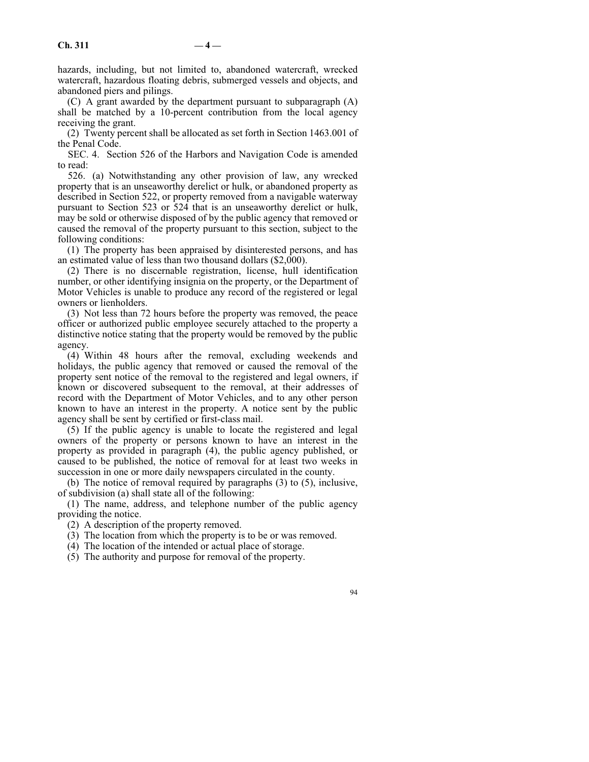hazards, including, but not limited to, abandoned watercraft, wrecked watercraft, hazardous floating debris, submerged vessels and objects, and abandoned piers and pilings.

(C) A grant awarded by the department pursuant to subparagraph (A) shall be matched by a 10-percent contribution from the local agency receiving the grant.

(2) Twenty percent shall be allocated as set forth in Section 1463.001 of the Penal Code.

SEC. 4. Section 526 of the Harbors and Navigation Code is amended to read:

526. (a) Notwithstanding any other provision of law, any wrecked property that is an unseaworthy derelict or hulk, or abandoned property as described in Section 522, or property removed from a navigable waterway pursuant to Section 523 or 524 that is an unseaworthy derelict or hulk, may be sold or otherwise disposed of by the public agency that removed or caused the removal of the property pursuant to this section, subject to the following conditions:

(1) The property has been appraised by disinterested persons, and has an estimated value of less than two thousand dollars ($2,000).

(2) There is no discernable registration, license, hull identification number, or other identifying insignia on the property, or the Department of Motor Vehicles is unable to produce any record of the registered or legal owners or lienholders.

(3) Not less than 72 hours before the property was removed, the peace officer or authorized public employee securely attached to the property a distinctive notice stating that the property would be removed by the public agency.

(4) Within 48 hours after the removal, excluding weekends and holidays, the public agency that removed or caused the removal of the property sent notice of the removal to the registered and legal owners, if known or discovered subsequent to the removal, at their addresses of record with the Department of Motor Vehicles, and to any other person known to have an interest in the property. A notice sent by the public agency shall be sent by certified or first-class mail.

(5) If the public agency is unable to locate the registered and legal owners of the property or persons known to have an interest in the property as provided in paragraph (4), the public agency published, or caused to be published, the notice of removal for at least two weeks in succession in one or more daily newspapers circulated in the county.

(b) The notice of removal required by paragraphs (3) to (5), inclusive, of subdivision (a) shall state all of the following:

(1) The name, address, and telephone number of the public agency providing the notice.

(2) A description of the property removed.

(3) The location from which the property is to be or was removed.

(4) The location of the intended or actual place of storage.

(5) The authority and purpose for removal of the property.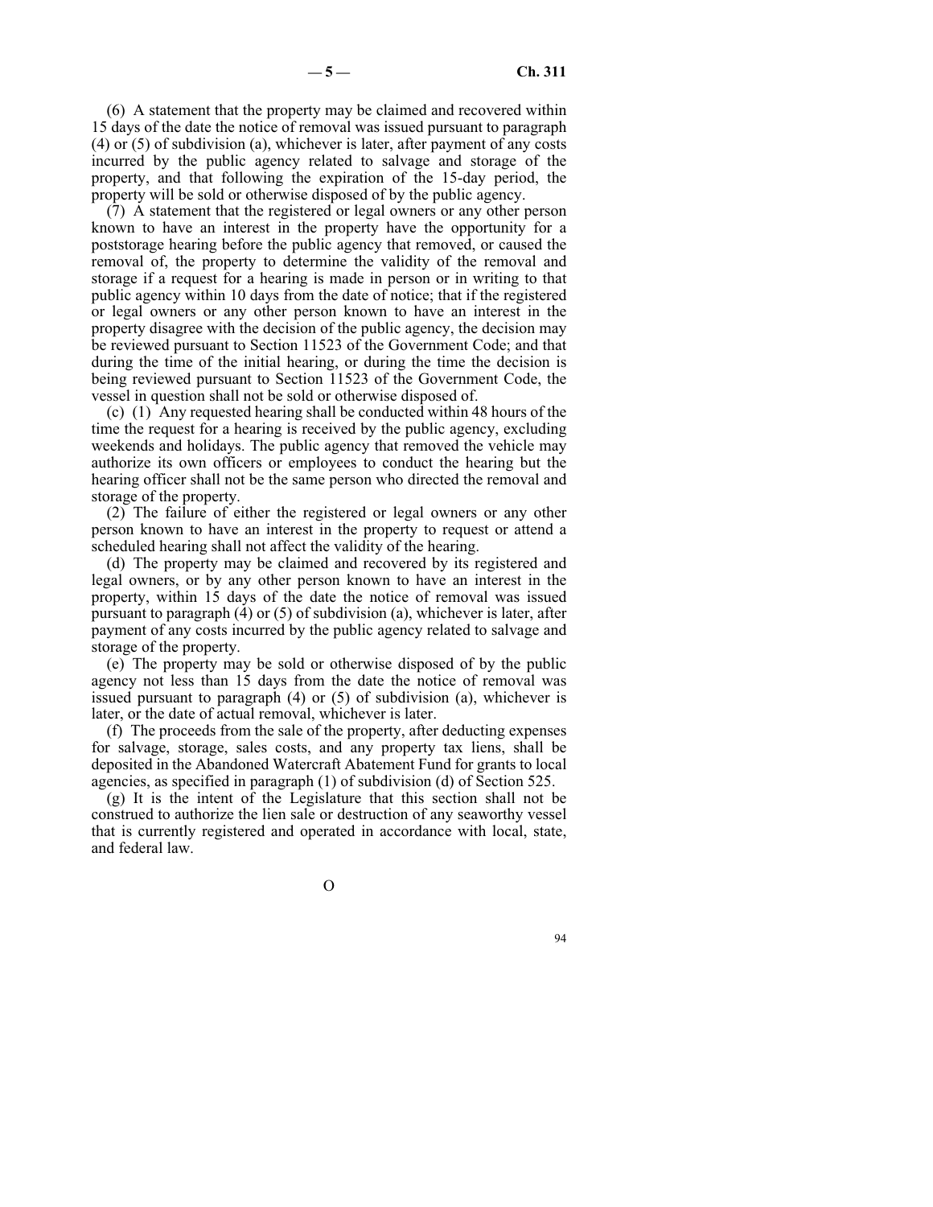(6) A statement that the property may be claimed and recovered within 15 days of the date the notice of removal was issued pursuant to paragraph (4) or (5) of subdivision (a), whichever is later, after payment of any costs incurred by the public agency related to salvage and storage of the property, and that following the expiration of the 15-day period, the property will be sold or otherwise disposed of by the public agency.

(7) A statement that the registered or legal owners or any other person known to have an interest in the property have the opportunity for a poststorage hearing before the public agency that removed, or caused the removal of, the property to determine the validity of the removal and storage if a request for a hearing is made in person or in writing to that public agency within 10 days from the date of notice; that if the registered or legal owners or any other person known to have an interest in the property disagree with the decision of the public agency, the decision may be reviewed pursuant to Section 11523 of the Government Code; and that during the time of the initial hearing, or during the time the decision is being reviewed pursuant to Section 11523 of the Government Code, the vessel in question shall not be sold or otherwise disposed of.

(c) (1) Any requested hearing shall be conducted within 48 hours of the time the request for a hearing is received by the public agency, excluding weekends and holidays. The public agency that removed the vehicle may authorize its own officers or employees to conduct the hearing but the hearing officer shall not be the same person who directed the removal and storage of the property.

(2) The failure of either the registered or legal owners or any other person known to have an interest in the property to request or attend a scheduled hearing shall not affect the validity of the hearing.

(d) The property may be claimed and recovered by its registered and legal owners, or by any other person known to have an interest in the property, within 15 days of the date the notice of removal was issued pursuant to paragraph (4) or (5) of subdivision (a), whichever is later, after payment of any costs incurred by the public agency related to salvage and storage of the property.

(e) The property may be sold or otherwise disposed of by the public agency not less than 15 days from the date the notice of removal was issued pursuant to paragraph (4) or (5) of subdivision (a), whichever is later, or the date of actual removal, whichever is later.

(f) The proceeds from the sale of the property, after deducting expenses for salvage, storage, sales costs, and any property tax liens, shall be deposited in the Abandoned Watercraft Abatement Fund for grants to local agencies, as specified in paragraph (1) of subdivision (d) of Section 525.

(g) It is the intent of the Legislature that this section shall not be construed to authorize the lien sale or destruction of any seaworthy vessel that is currently registered and operated in accordance with local, state, and federal law.

O